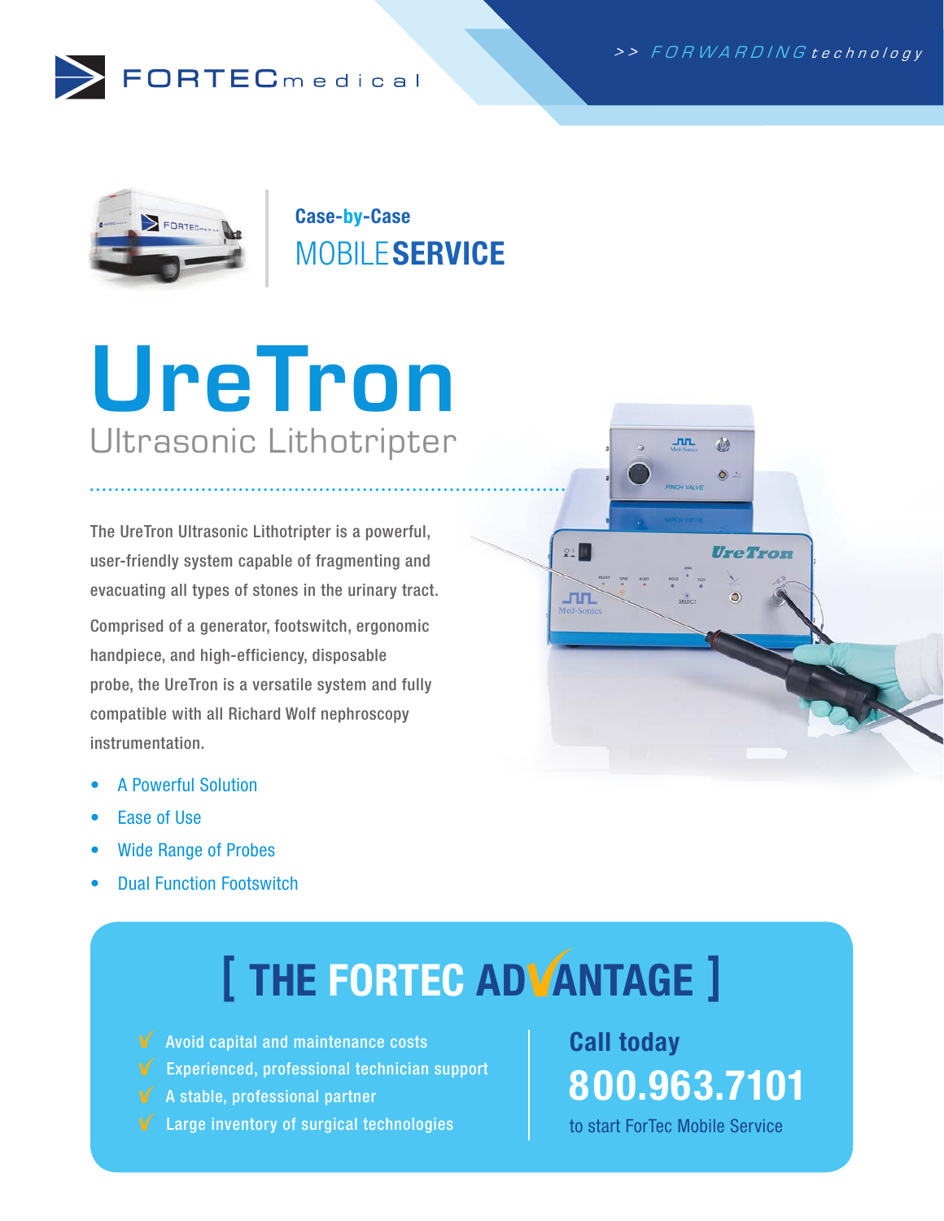FORTECmedical

>> FORWARDING technology

Case-by-Case

MOBILE SERVICE

# UreTron

## Ultrasonic Lithotripter

The UreTron Ultrasonic Lithotripter is a powerful, user-friendly system capable of fragmenting and evacuating all types of stones in the urinary tract.

Comprised of a generator, footswitch, ergonomic handpiece, and high-efficiency, disposable probe, the UreTron is a versatile system and fully compatible with all Richard Wolf nephroscopy instrumentation.

- A Powerful Solution
- Ease of Use
- Wide Range of Probes
- Dual Function Footswitch

## [ THE FORTEC ADVANTAGE ]

- ✓ Avoid capital and maintenance costs
- ✓ Experienced, professional technician support
- ✓ A stable, professional partner
- ✓ Large inventory of surgical technologies

Call today

**800.963.7101**

to start ForTec Mobile Service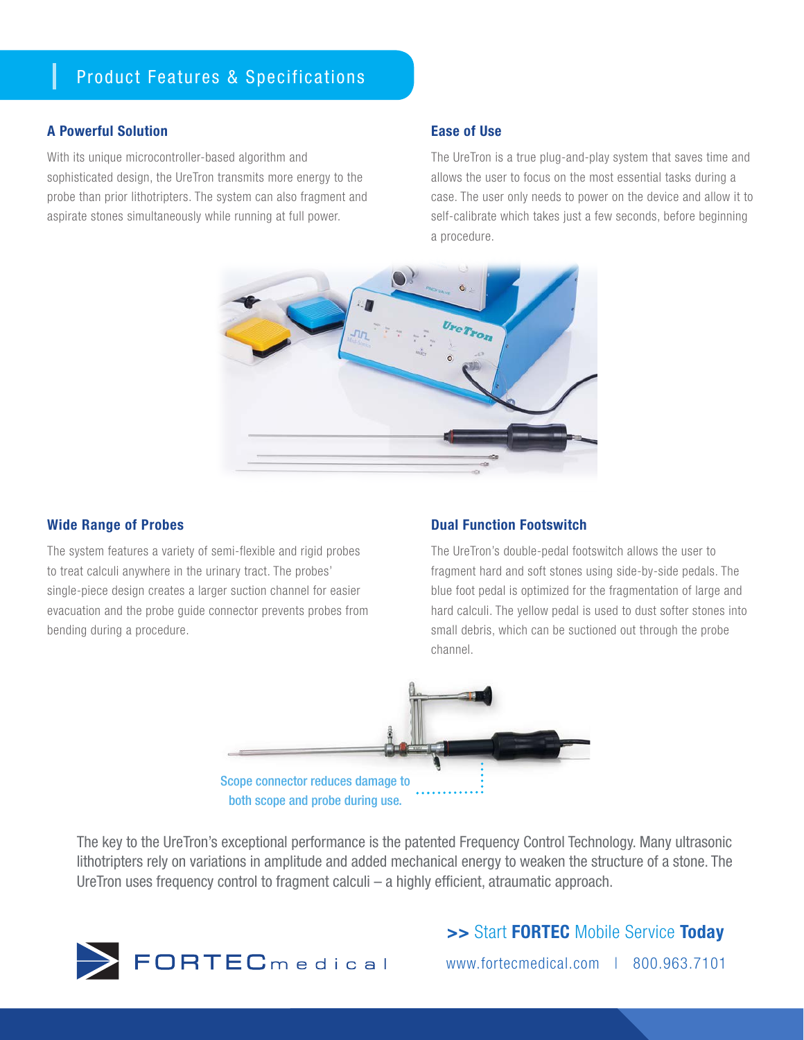## Product Features & Specifications

### A Powerful Solution

With its unique microcontroller-based algorithm and sophisticated design, the UreTron transmits more energy to the probe than prior lithotripters. The system can also fragment and aspirate stones simultaneously while running at full power.

### Ease of Use

The UreTron is a true plug-and-play system that saves time and allows the user to focus on the most essential tasks during a case. The user only needs to power on the device and allow it to self-calibrate which takes just a few seconds, before beginning a procedure.

### Wide Range of Probes

The system features a variety of semi-flexible and rigid probes to treat calculi anywhere in the urinary tract. The probes' single-piece design creates a larger suction channel for easier evacuation and the probe guide connector prevents probes from bending during a procedure.

### Dual Function Footswitch

The UreTron's double-pedal footswitch allows the user to fragment hard and soft stones using side-by-side pedals. The blue foot pedal is optimized for the fragmentation of large and hard calculi. The yellow pedal is used to dust softer stones into small debris, which can be suctioned out through the probe channel.

Scope connector reduces damage to both scope and probe during use.

The key to the UreTron's exceptional performance is the patented Frequency Control Technology. Many ultrasonic lithotripters rely on variations in amplitude and added mechanical energy to weaken the structure of a stone. The UreTron uses frequency control to fragment calculi – a highly efficient, atraumatic approach.

FORTECmedical

**>> Start FORTEC Mobile Service Today**

www.fortecmedical.com | 800.963.7101